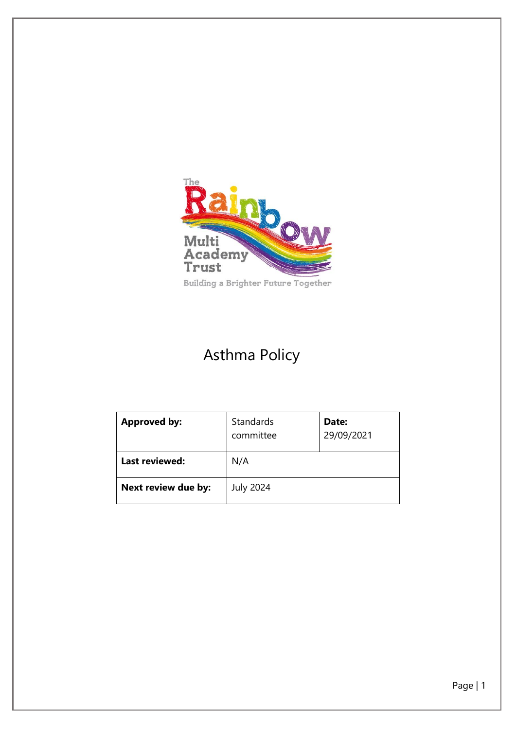# Asthma Policy

| **Approved by:** | Standards committee | **Date:** 29/09/2021 |
| --- | --- | --- |
| **Last reviewed:** | N/A | |
| **Next review due by:** | July 2024 | |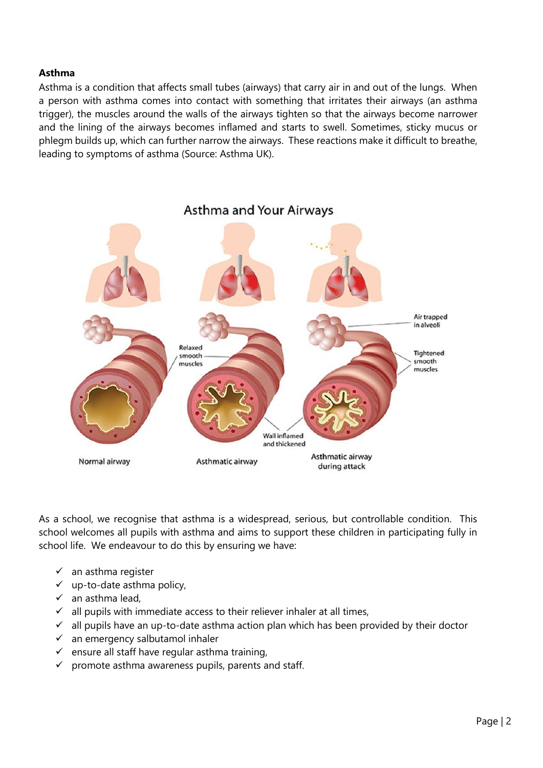**Asthma**

Asthma is a condition that affects small tubes (airways) that carry air in and out of the lungs. When a person with asthma comes into contact with something that irritates their airways (an asthma trigger), the muscles around the walls of the airways tighten so that the airways become narrower and the lining of the airways becomes inflamed and starts to swell. Sometimes, sticky mucus or phlegm builds up, which can further narrow the airways. These reactions make it difficult to breathe, leading to symptoms of asthma (Source: Asthma UK).

Asthma and Your Airways

Normal airway — Asthmatic airway — Asthmatic airway during attack

Relaxed smooth muscles; Wall inflamed and thickened; Air trapped in alveoli; Tightened smooth muscles

As a school, we recognise that asthma is a widespread, serious, but controllable condition. This school welcomes all pupils with asthma and aims to support these children in participating fully in school life. We endeavour to do this by ensuring we have:

- ✓ an asthma register
- ✓ up-to-date asthma policy,
- ✓ an asthma lead,
- ✓ all pupils with immediate access to their reliever inhaler at all times,
- ✓ all pupils have an up-to-date asthma action plan which has been provided by their doctor
- ✓ an emergency salbutamol inhaler
- ✓ ensure all staff have regular asthma training,
- ✓ promote asthma awareness pupils, parents and staff.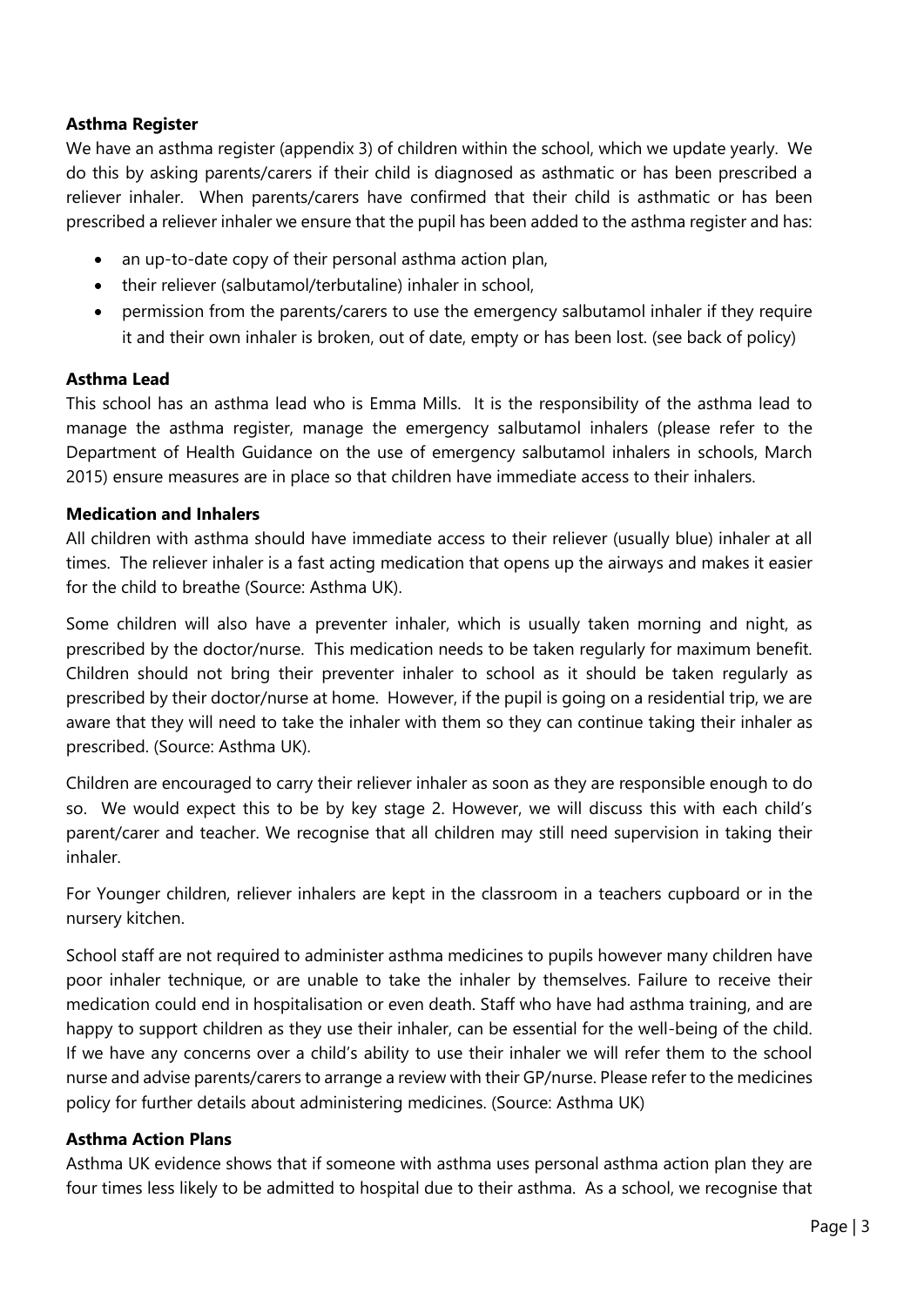**Asthma Register**

We have an asthma register (appendix 3) of children within the school, which we update yearly. We do this by asking parents/carers if their child is diagnosed as asthmatic or has been prescribed a reliever inhaler. When parents/carers have confirmed that their child is asthmatic or has been prescribed a reliever inhaler we ensure that the pupil has been added to the asthma register and has:

- an up-to-date copy of their personal asthma action plan,
- their reliever (salbutamol/terbutaline) inhaler in school,
- permission from the parents/carers to use the emergency salbutamol inhaler if they require it and their own inhaler is broken, out of date, empty or has been lost. (see back of policy)

**Asthma Lead**

This school has an asthma lead who is Emma Mills. It is the responsibility of the asthma lead to manage the asthma register, manage the emergency salbutamol inhalers (please refer to the Department of Health Guidance on the use of emergency salbutamol inhalers in schools, March 2015) ensure measures are in place so that children have immediate access to their inhalers.

**Medication and Inhalers**

All children with asthma should have immediate access to their reliever (usually blue) inhaler at all times. The reliever inhaler is a fast acting medication that opens up the airways and makes it easier for the child to breathe (Source: Asthma UK).

Some children will also have a preventer inhaler, which is usually taken morning and night, as prescribed by the doctor/nurse. This medication needs to be taken regularly for maximum benefit. Children should not bring their preventer inhaler to school as it should be taken regularly as prescribed by their doctor/nurse at home. However, if the pupil is going on a residential trip, we are aware that they will need to take the inhaler with them so they can continue taking their inhaler as prescribed. (Source: Asthma UK).

Children are encouraged to carry their reliever inhaler as soon as they are responsible enough to do so. We would expect this to be by key stage 2. However, we will discuss this with each child's parent/carer and teacher. We recognise that all children may still need supervision in taking their inhaler.

For Younger children, reliever inhalers are kept in the classroom in a teachers cupboard or in the nursery kitchen.

School staff are not required to administer asthma medicines to pupils however many children have poor inhaler technique, or are unable to take the inhaler by themselves. Failure to receive their medication could end in hospitalisation or even death. Staff who have had asthma training, and are happy to support children as they use their inhaler, can be essential for the well-being of the child. If we have any concerns over a child's ability to use their inhaler we will refer them to the school nurse and advise parents/carers to arrange a review with their GP/nurse. Please refer to the medicines policy for further details about administering medicines. (Source: Asthma UK)

**Asthma Action Plans**

Asthma UK evidence shows that if someone with asthma uses personal asthma action plan they are four times less likely to be admitted to hospital due to their asthma. As a school, we recognise that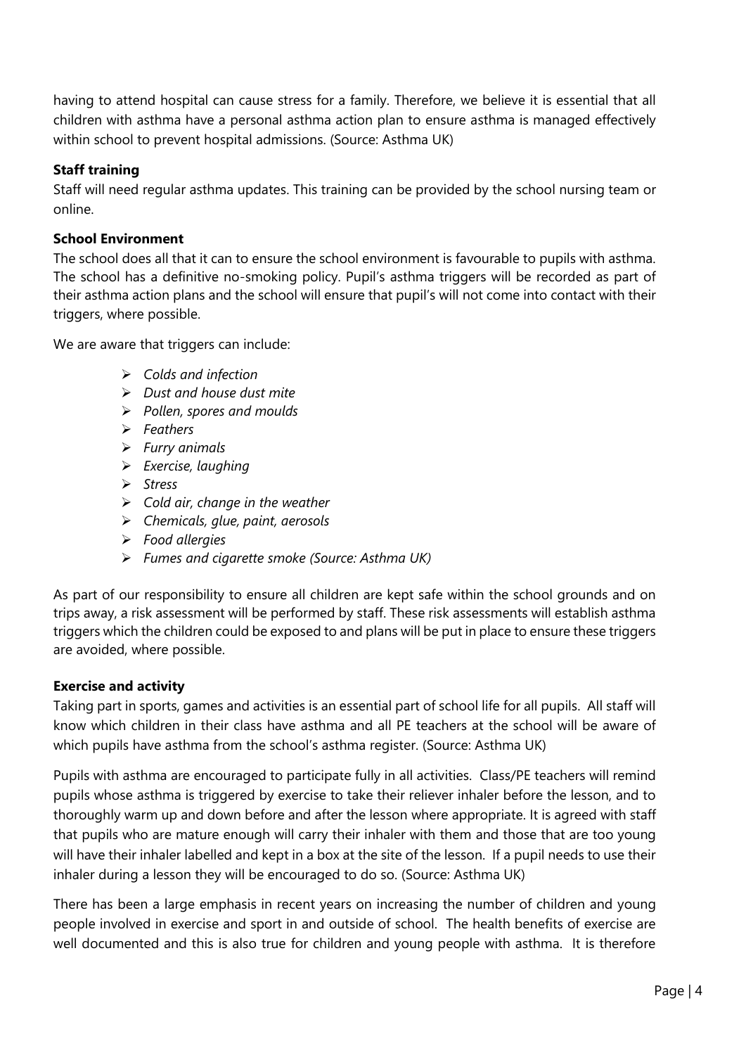having to attend hospital can cause stress for a family. Therefore, we believe it is essential that all children with asthma have a personal asthma action plan to ensure asthma is managed effectively within school to prevent hospital admissions. (Source: Asthma UK)

**Staff training**

Staff will need regular asthma updates. This training can be provided by the school nursing team or online.

**School Environment**

The school does all that it can to ensure the school environment is favourable to pupils with asthma. The school has a definitive no-smoking policy. Pupil's asthma triggers will be recorded as part of their asthma action plans and the school will ensure that pupil's will not come into contact with their triggers, where possible.

We are aware that triggers can include:

- *Colds and infection*
- *Dust and house dust mite*
- *Pollen, spores and moulds*
- *Feathers*
- *Furry animals*
- *Exercise, laughing*
- *Stress*
- *Cold air, change in the weather*
- *Chemicals, glue, paint, aerosols*
- *Food allergies*
- *Fumes and cigarette smoke (Source: Asthma UK)*

As part of our responsibility to ensure all children are kept safe within the school grounds and on trips away, a risk assessment will be performed by staff. These risk assessments will establish asthma triggers which the children could be exposed to and plans will be put in place to ensure these triggers are avoided, where possible.

**Exercise and activity**

Taking part in sports, games and activities is an essential part of school life for all pupils. All staff will know which children in their class have asthma and all PE teachers at the school will be aware of which pupils have asthma from the school's asthma register. (Source: Asthma UK)

Pupils with asthma are encouraged to participate fully in all activities. Class/PE teachers will remind pupils whose asthma is triggered by exercise to take their reliever inhaler before the lesson, and to thoroughly warm up and down before and after the lesson where appropriate. It is agreed with staff that pupils who are mature enough will carry their inhaler with them and those that are too young will have their inhaler labelled and kept in a box at the site of the lesson. If a pupil needs to use their inhaler during a lesson they will be encouraged to do so. (Source: Asthma UK)

There has been a large emphasis in recent years on increasing the number of children and young people involved in exercise and sport in and outside of school. The health benefits of exercise are well documented and this is also true for children and young people with asthma. It is therefore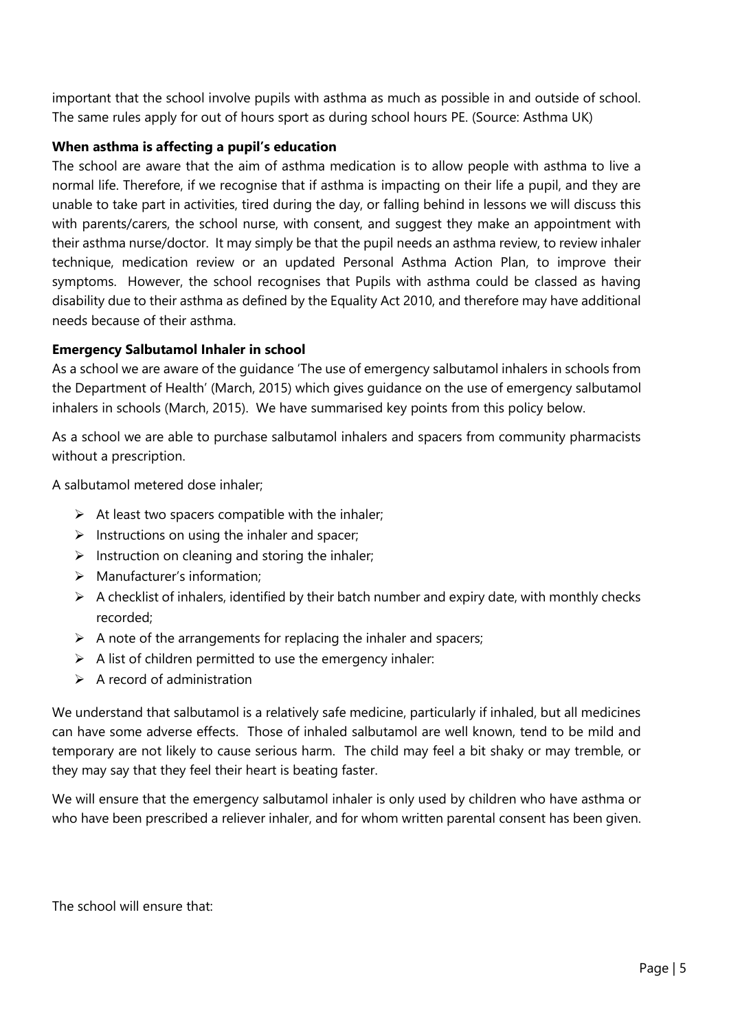important that the school involve pupils with asthma as much as possible in and outside of school. The same rules apply for out of hours sport as during school hours PE. (Source: Asthma UK)

**When asthma is affecting a pupil's education**

The school are aware that the aim of asthma medication is to allow people with asthma to live a normal life. Therefore, if we recognise that if asthma is impacting on their life a pupil, and they are unable to take part in activities, tired during the day, or falling behind in lessons we will discuss this with parents/carers, the school nurse, with consent, and suggest they make an appointment with their asthma nurse/doctor. It may simply be that the pupil needs an asthma review, to review inhaler technique, medication review or an updated Personal Asthma Action Plan, to improve their symptoms. However, the school recognises that Pupils with asthma could be classed as having disability due to their asthma as defined by the Equality Act 2010, and therefore may have additional needs because of their asthma.

**Emergency Salbutamol Inhaler in school**

As a school we are aware of the guidance 'The use of emergency salbutamol inhalers in schools from the Department of Health' (March, 2015) which gives guidance on the use of emergency salbutamol inhalers in schools (March, 2015). We have summarised key points from this policy below.

As a school we are able to purchase salbutamol inhalers and spacers from community pharmacists without a prescription.

A salbutamol metered dose inhaler;

- At least two spacers compatible with the inhaler;
- Instructions on using the inhaler and spacer;
- Instruction on cleaning and storing the inhaler;
- Manufacturer's information;
- A checklist of inhalers, identified by their batch number and expiry date, with monthly checks recorded;
- A note of the arrangements for replacing the inhaler and spacers;
- A list of children permitted to use the emergency inhaler:
- A record of administration

We understand that salbutamol is a relatively safe medicine, particularly if inhaled, but all medicines can have some adverse effects. Those of inhaled salbutamol are well known, tend to be mild and temporary are not likely to cause serious harm. The child may feel a bit shaky or may tremble, or they may say that they feel their heart is beating faster.

We will ensure that the emergency salbutamol inhaler is only used by children who have asthma or who have been prescribed a reliever inhaler, and for whom written parental consent has been given.

The school will ensure that: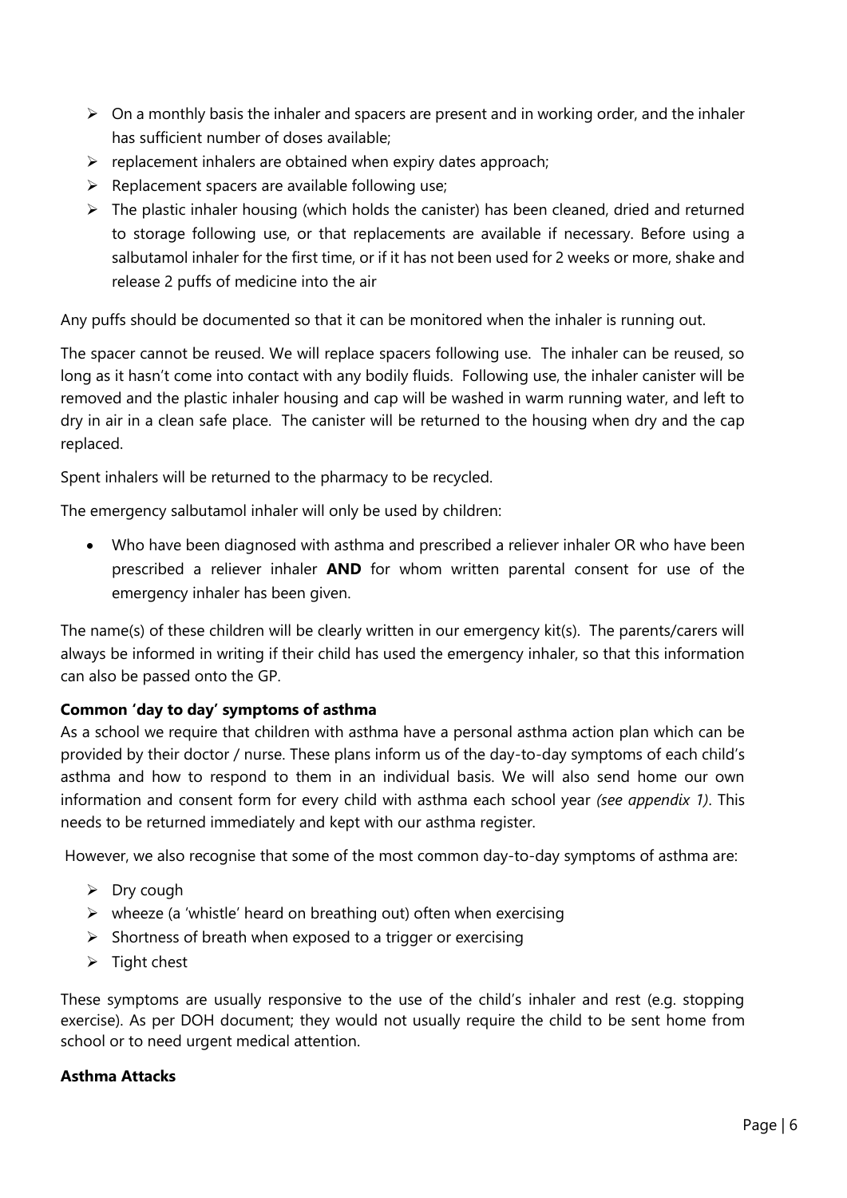- On a monthly basis the inhaler and spacers are present and in working order, and the inhaler has sufficient number of doses available;
- replacement inhalers are obtained when expiry dates approach;
- Replacement spacers are available following use;
- The plastic inhaler housing (which holds the canister) has been cleaned, dried and returned to storage following use, or that replacements are available if necessary. Before using a salbutamol inhaler for the first time, or if it has not been used for 2 weeks or more, shake and release 2 puffs of medicine into the air

Any puffs should be documented so that it can be monitored when the inhaler is running out.

The spacer cannot be reused. We will replace spacers following use. The inhaler can be reused, so long as it hasn't come into contact with any bodily fluids. Following use, the inhaler canister will be removed and the plastic inhaler housing and cap will be washed in warm running water, and left to dry in air in a clean safe place. The canister will be returned to the housing when dry and the cap replaced.

Spent inhalers will be returned to the pharmacy to be recycled.

The emergency salbutamol inhaler will only be used by children:

- Who have been diagnosed with asthma and prescribed a reliever inhaler OR who have been prescribed a reliever inhaler **AND** for whom written parental consent for use of the emergency inhaler has been given.

The name(s) of these children will be clearly written in our emergency kit(s). The parents/carers will always be informed in writing if their child has used the emergency inhaler, so that this information can also be passed onto the GP.

**Common 'day to day' symptoms of asthma**

As a school we require that children with asthma have a personal asthma action plan which can be provided by their doctor / nurse. These plans inform us of the day-to-day symptoms of each child's asthma and how to respond to them in an individual basis. We will also send home our own information and consent form for every child with asthma each school year *(see appendix 1)*. This needs to be returned immediately and kept with our asthma register.

However, we also recognise that some of the most common day-to-day symptoms of asthma are:

- Dry cough
- wheeze (a 'whistle' heard on breathing out) often when exercising
- Shortness of breath when exposed to a trigger or exercising
- Tight chest

These symptoms are usually responsive to the use of the child's inhaler and rest (e.g. stopping exercise). As per DOH document; they would not usually require the child to be sent home from school or to need urgent medical attention.

**Asthma Attacks**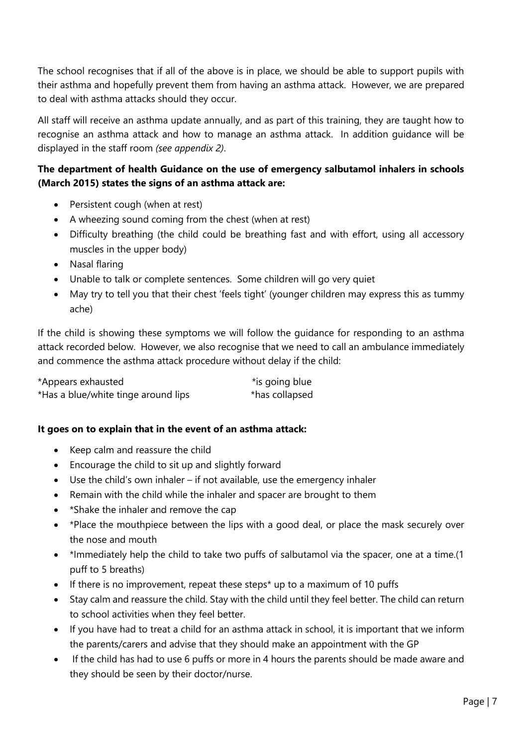The school recognises that if all of the above is in place, we should be able to support pupils with their asthma and hopefully prevent them from having an asthma attack. However, we are prepared to deal with asthma attacks should they occur.

All staff will receive an asthma update annually, and as part of this training, they are taught how to recognise an asthma attack and how to manage an asthma attack. In addition guidance will be displayed in the staff room *(see appendix 2)*.

**The department of health Guidance on the use of emergency salbutamol inhalers in schools (March 2015) states the signs of an asthma attack are:**

- Persistent cough (when at rest)
- A wheezing sound coming from the chest (when at rest)
- Difficulty breathing (the child could be breathing fast and with effort, using all accessory muscles in the upper body)
- Nasal flaring
- Unable to talk or complete sentences. Some children will go very quiet
- May try to tell you that their chest 'feels tight' (younger children may express this as tummy ache)

If the child is showing these symptoms we will follow the guidance for responding to an asthma attack recorded below. However, we also recognise that we need to call an ambulance immediately and commence the asthma attack procedure without delay if the child:

*Appears exhausted
*is going blue
*Has a blue/white tinge around lips
*has collapsed

**It goes on to explain that in the event of an asthma attack:**

- Keep calm and reassure the child
- Encourage the child to sit up and slightly forward
- Use the child's own inhaler – if not available, use the emergency inhaler
- Remain with the child while the inhaler and spacer are brought to them
- *Shake the inhaler and remove the cap
- *Place the mouthpiece between the lips with a good deal, or place the mask securely over the nose and mouth
- *Immediately help the child to take two puffs of salbutamol via the spacer, one at a time.(1 puff to 5 breaths)
- If there is no improvement, repeat these steps* up to a maximum of 10 puffs
- Stay calm and reassure the child. Stay with the child until they feel better. The child can return to school activities when they feel better.
- If you have had to treat a child for an asthma attack in school, it is important that we inform the parents/carers and advise that they should make an appointment with the GP
- If the child has had to use 6 puffs or more in 4 hours the parents should be made aware and they should be seen by their doctor/nurse.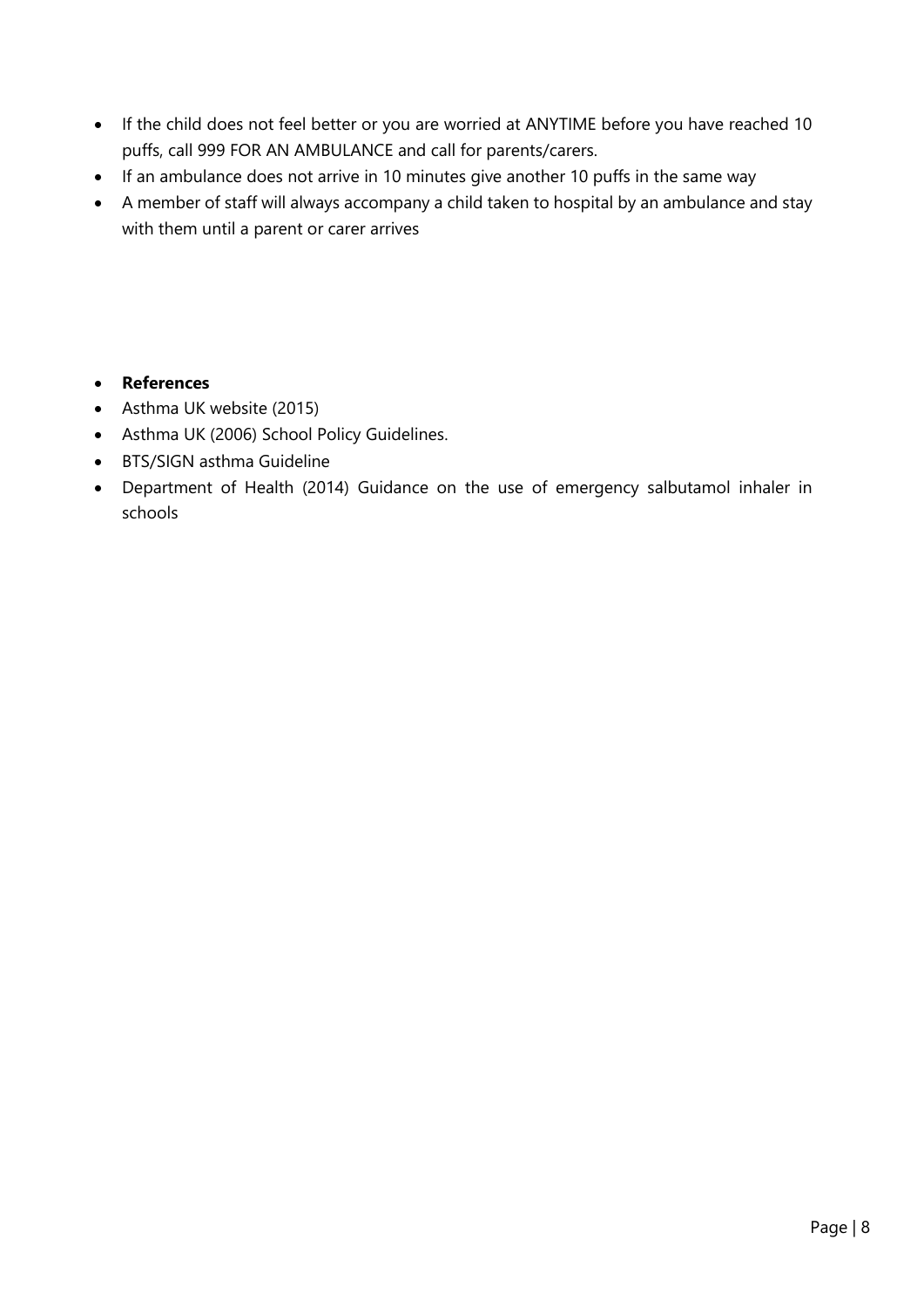- If the child does not feel better or you are worried at ANYTIME before you have reached 10 puffs, call 999 FOR AN AMBULANCE and call for parents/carers.
- If an ambulance does not arrive in 10 minutes give another 10 puffs in the same way
- A member of staff will always accompany a child taken to hospital by an ambulance and stay with them until a parent or carer arrives

- **References**
- Asthma UK website (2015)
- Asthma UK (2006) School Policy Guidelines.
- BTS/SIGN asthma Guideline
- Department of Health (2014) Guidance on the use of emergency salbutamol inhaler in schools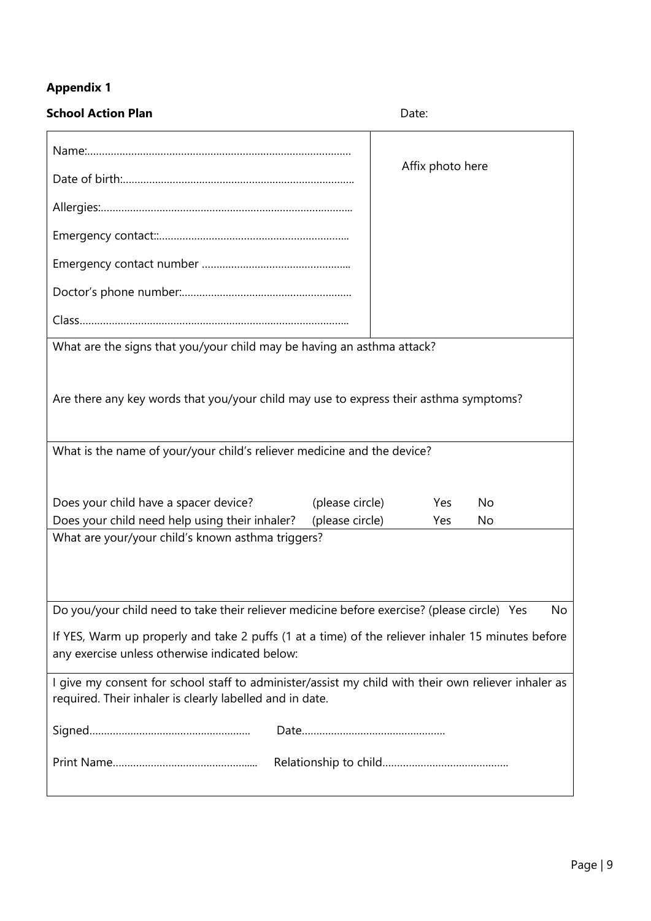**Appendix 1**

**School Action Plan** Date:

Name:.........................................................................................

Date of birth:.............................................................................

Allergies:....................................................................................

Emergency contact::................................................................

Emergency contact number ..................................................

Doctor's phone number:.........................................................

Class..........................................................................................

Affix photo here

What are the signs that you/your child may be having an asthma attack?

Are there any key words that you/your child may use to express their asthma symptoms?

What is the name of your/your child's reliever medicine and the device?

Does your child have a spacer device? (please circle) Yes No

Does your child need help using their inhaler? (please circle) Yes No

What are your/your child's known asthma triggers?

Do you/your child need to take their reliever medicine before exercise? (please circle) Yes No

If YES, Warm up properly and take 2 puffs (1 at a time) of the reliever inhaler 15 minutes before any exercise unless otherwise indicated below:

I give my consent for school staff to administer/assist my child with their own reliever inhaler as required. Their inhaler is clearly labelled and in date.

Signed...................................................... Date................................................

Print Name................................................ Relationship to child..........................................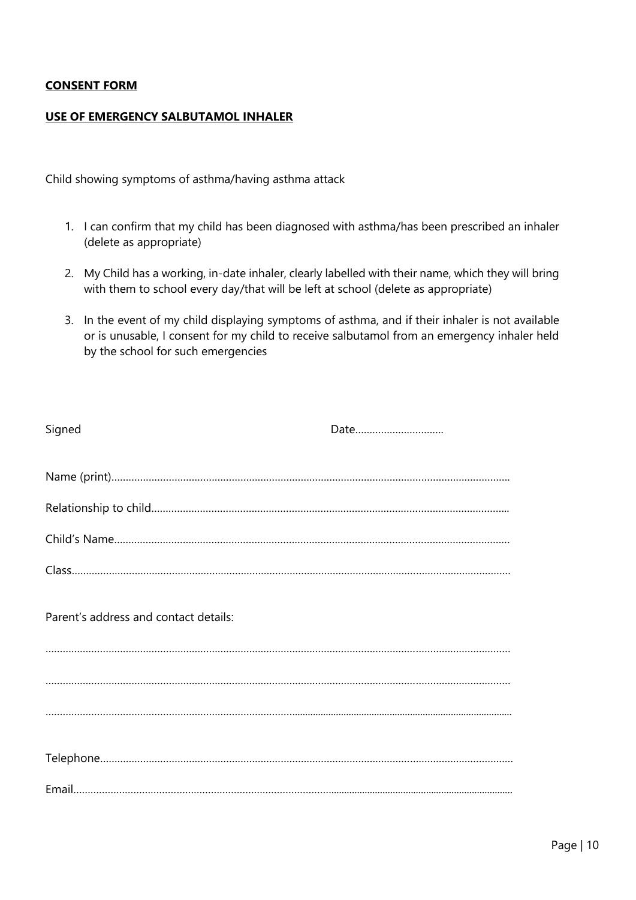**<u>CONSENT FORM</u>**

**<u>USE OF EMERGENCY SALBUTAMOL INHALER</u>**

Child showing symptoms of asthma/having asthma attack

1. I can confirm that my child has been diagnosed with asthma/has been prescribed an inhaler (delete as appropriate)
2. My Child has a working, in-date inhaler, clearly labelled with their name, which they will bring with them to school every day/that will be left at school (delete as appropriate)
3. In the event of my child displaying symptoms of asthma, and if their inhaler is not available or is unusable, I consent for my child to receive salbutamol from an emergency inhaler held by the school for such emergencies

Signed                                                    Date...............................

Name (print)..........................................................................................................................................

Relationship to child............................................................................................................................

Child's Name.........................................................................................................................................

Class.......................................................................................................................................................

Parent's address and contact details:

.................................................................................................................................................................

.................................................................................................................................................................

.................................................................................................................................................................

Telephone..............................................................................................................................................

Email.......................................................................................................................................................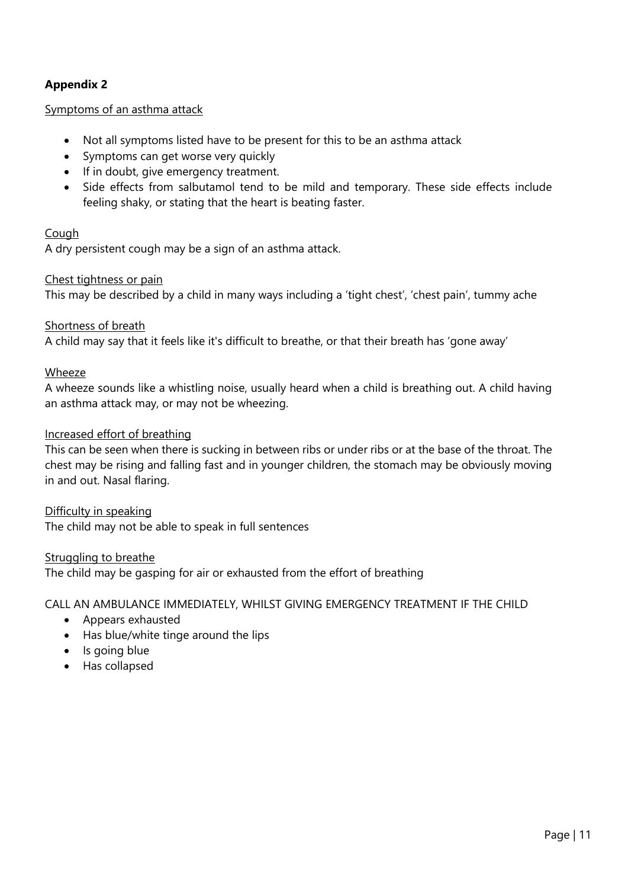**Appendix 2**

Symptoms of an asthma attack

- Not all symptoms listed have to be present for this to be an asthma attack
- Symptoms can get worse very quickly
- If in doubt, give emergency treatment.
- Side effects from salbutamol tend to be mild and temporary. These side effects include feeling shaky, or stating that the heart is beating faster.

Cough
A dry persistent cough may be a sign of an asthma attack.

Chest tightness or pain
This may be described by a child in many ways including a 'tight chest', 'chest pain', tummy ache

Shortness of breath
A child may say that it feels like it's difficult to breathe, or that their breath has 'gone away'

Wheeze
A wheeze sounds like a whistling noise, usually heard when a child is breathing out. A child having an asthma attack may, or may not be wheezing.

Increased effort of breathing
This can be seen when there is sucking in between ribs or under ribs or at the base of the throat. The chest may be rising and falling fast and in younger children, the stomach may be obviously moving in and out. Nasal flaring.

Difficulty in speaking
The child may not be able to speak in full sentences

Struggling to breathe
The child may be gasping for air or exhausted from the effort of breathing

CALL AN AMBULANCE IMMEDIATELY, WHILST GIVING EMERGENCY TREATMENT IF THE CHILD

- Appears exhausted
- Has blue/white tinge around the lips
- Is going blue
- Has collapsed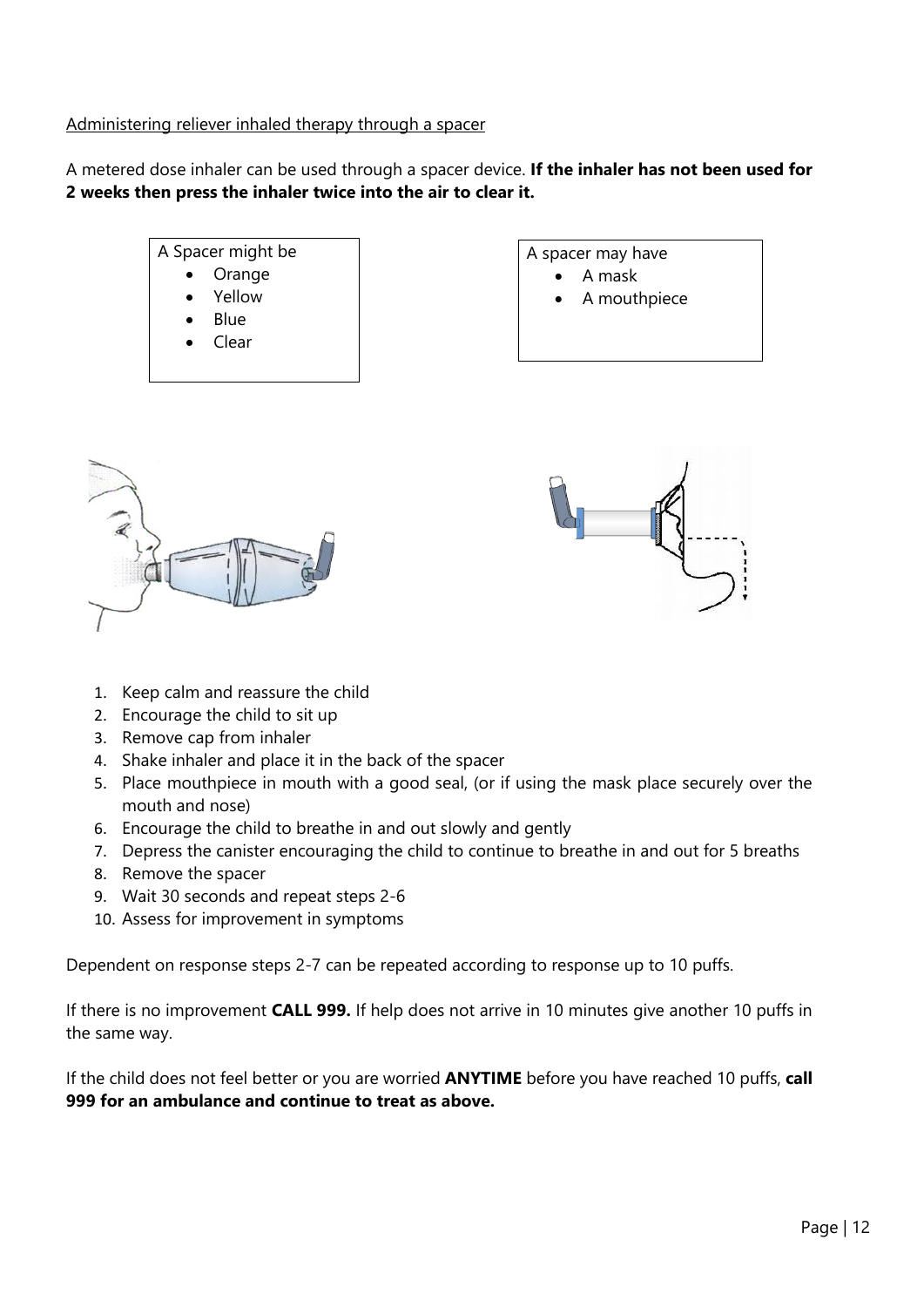Administering reliever inhaled therapy through a spacer

A metered dose inhaler can be used through a spacer device. **If the inhaler has not been used for 2 weeks then press the inhaler twice into the air to clear it.**

A Spacer might be

- Orange
- Yellow
- Blue
- Clear

A spacer may have

- A mask
- A mouthpiece

1. Keep calm and reassure the child
2. Encourage the child to sit up
3. Remove cap from inhaler
4. Shake inhaler and place it in the back of the spacer
5. Place mouthpiece in mouth with a good seal, (or if using the mask place securely over the mouth and nose)
6. Encourage the child to breathe in and out slowly and gently
7. Depress the canister encouraging the child to continue to breathe in and out for 5 breaths
8. Remove the spacer
9. Wait 30 seconds and repeat steps 2-6
10. Assess for improvement in symptoms

Dependent on response steps 2-7 can be repeated according to response up to 10 puffs.

If there is no improvement **CALL 999.** If help does not arrive in 10 minutes give another 10 puffs in the same way.

If the child does not feel better or you are worried **ANYTIME** before you have reached 10 puffs, **call 999 for an ambulance and continue to treat as above.**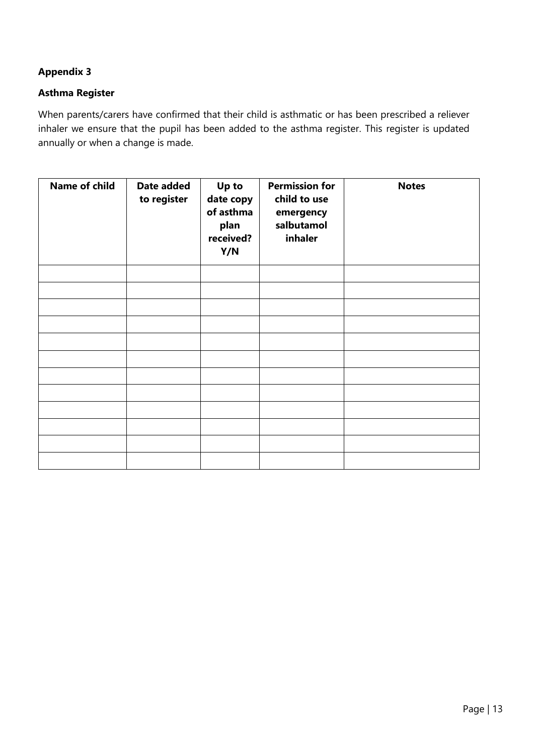**Appendix 3**

**Asthma Register**

When parents/carers have confirmed that their child is asthmatic or has been prescribed a reliever inhaler we ensure that the pupil has been added to the asthma register. This register is updated annually or when a change is made.

| Name of child | Date added to register | Up to date copy of asthma plan received? Y/N | Permission for child to use emergency salbutamol inhaler | Notes |
|---|---|---|---|---|
| | | | | |
| | | | | |
| | | | | |
| | | | | |
| | | | | |
| | | | | |
| | | | | |
| | | | | |
| | | | | |
| | | | | |
| | | | | |
| | | | | |